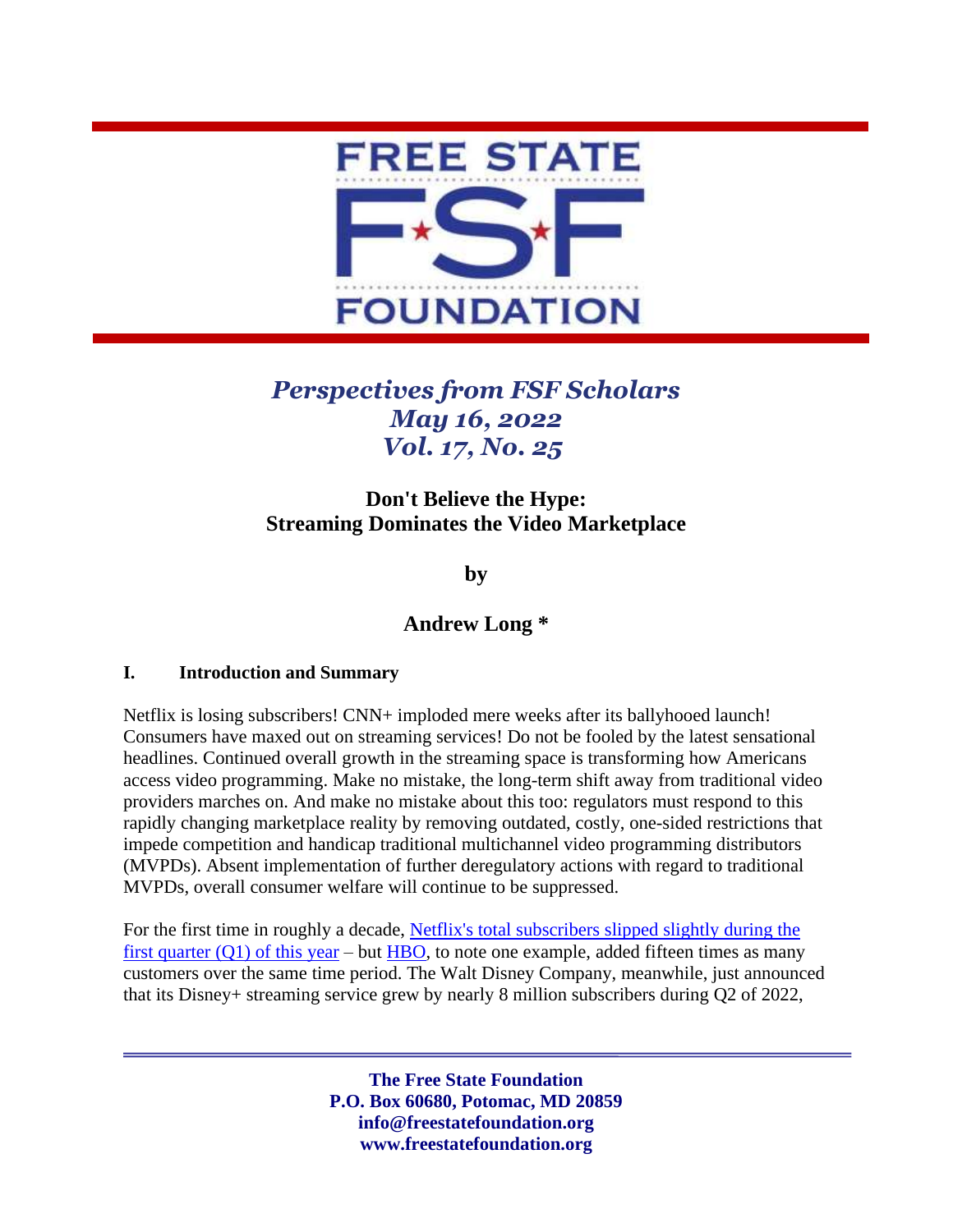FREE STATE

F★S★F

FOUNDATION

*Perspectives from FSF Scholars*
*May 16, 2022*
*Vol. 17, No. 25*

# Don't Believe the Hype: Streaming Dominates the Video Marketplace

**by**

**Andrew Long ***

## I. Introduction and Summary

Netflix is losing subscribers! CNN+ imploded mere weeks after its ballyhooed launch! Consumers have maxed out on streaming services! Do not be fooled by the latest sensational headlines. Continued overall growth in the streaming space is transforming how Americans access video programming. Make no mistake, the long-term shift away from traditional video providers marches on. And make no mistake about this too: regulators must respond to this rapidly changing marketplace reality by removing outdated, costly, one-sided restrictions that impede competition and handicap traditional multichannel video programming distributors (MVPDs). Absent implementation of further deregulatory actions with regard to traditional MVPDs, overall consumer welfare will continue to be suppressed.

For the first time in roughly a decade, Netflix's total subscribers slipped slightly during the first quarter (Q1) of this year – but HBO, to note one example, added fifteen times as many customers over the same time period. The Walt Disney Company, meanwhile, just announced that its Disney+ streaming service grew by nearly 8 million subscribers during Q2 of 2022,

**The Free State Foundation**
**P.O. Box 60680, Potomac, MD 20859**
**info@freestatefoundation.org**
**www.freestatefoundation.org**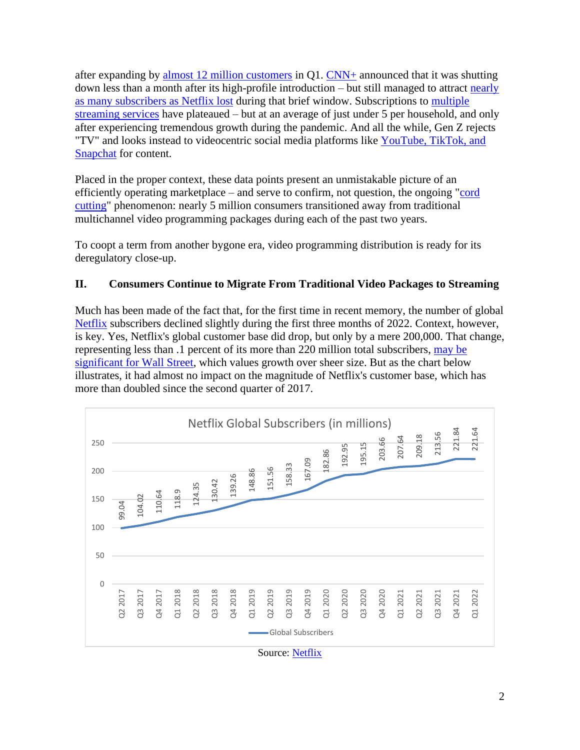after expanding by almost 12 million customers in Q1. CNN+ announced that it was shutting down less than a month after its high-profile introduction – but still managed to attract nearly as many subscribers as Netflix lost during that brief window. Subscriptions to multiple streaming services have plateaued – but at an average of just under 5 per household, and only after experiencing tremendous growth during the pandemic. And all the while, Gen Z rejects "TV" and looks instead to videocentric social media platforms like YouTube, TikTok, and Snapchat for content.

Placed in the proper context, these data points present an unmistakable picture of an efficiently operating marketplace – and serve to confirm, not question, the ongoing "cord cutting" phenomenon: nearly 5 million consumers transitioned away from traditional multichannel video programming packages during each of the past two years.

To coopt a term from another bygone era, video programming distribution is ready for its deregulatory close-up.

## II. Consumers Continue to Migrate From Traditional Video Packages to Streaming

Much has been made of the fact that, for the first time in recent memory, the number of global Netflix subscribers declined slightly during the first three months of 2022. Context, however, is key. Yes, Netflix's global customer base did drop, but only by a mere 200,000. That change, representing less than .1 percent of its more than 220 million total subscribers, may be significant for Wall Street, which values growth over sheer size. But as the chart below illustrates, it had almost no impact on the magnitude of Netflix's customer base, which has more than doubled since the second quarter of 2017.

**Netflix Global Subscribers (in millions)**

| Quarter | Global Subscribers |
|---|---|
| Q2 2017 | 99.04 |
| Q3 2017 | 104.02 |
| Q4 2017 | 110.64 |
| Q1 2018 | 118.9 |
| Q2 2018 | 124.35 |
| Q3 2018 | 130.42 |
| Q4 2018 | 139.26 |
| Q1 2019 | 148.86 |
| Q2 2019 | 151.56 |
| Q3 2019 | 158.33 |
| Q4 2019 | 167.09 |
| Q1 2020 | 182.86 |
| Q2 2020 | 192.95 |
| Q3 2020 | 195.15 |
| Q4 2020 | 203.66 |
| Q1 2021 | 207.64 |
| Q2 2021 | 209.18 |
| Q3 2021 | 213.56 |
| Q4 2021 | 221.84 |
| Q1 2022 | 221.64 |

Source: Netflix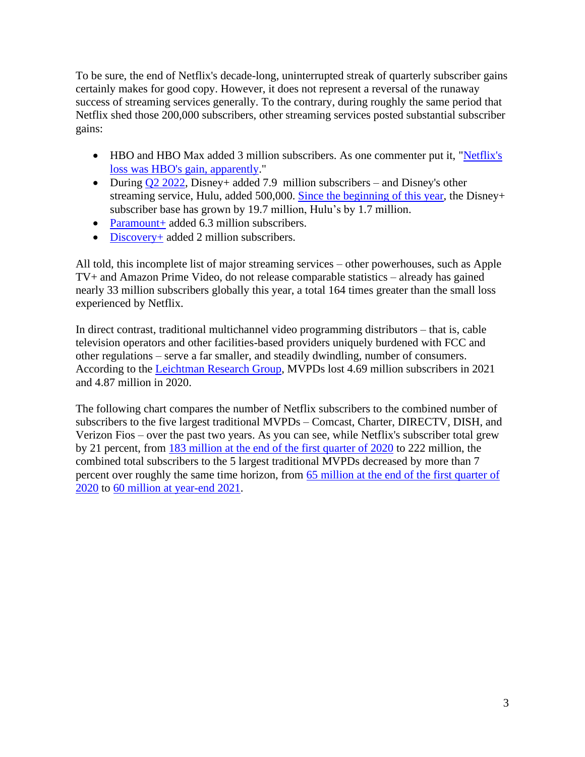To be sure, the end of Netflix's decade-long, uninterrupted streak of quarterly subscriber gains certainly makes for good copy. However, it does not represent a reversal of the runaway success of streaming services generally. To the contrary, during roughly the same period that Netflix shed those 200,000 subscribers, other streaming services posted substantial subscriber gains:

- HBO and HBO Max added 3 million subscribers. As one commenter put it, "Netflix's loss was HBO's gain, apparently."
- During Q2 2022, Disney+ added 7.9 million subscribers – and Disney's other streaming service, Hulu, added 500,000. Since the beginning of this year, the Disney+ subscriber base has grown by 19.7 million, Hulu's by 1.7 million.
- Paramount+ added 6.3 million subscribers.
- Discovery+ added 2 million subscribers.

All told, this incomplete list of major streaming services – other powerhouses, such as Apple TV+ and Amazon Prime Video, do not release comparable statistics – already has gained nearly 33 million subscribers globally this year, a total 164 times greater than the small loss experienced by Netflix.

In direct contrast, traditional multichannel video programming distributors – that is, cable television operators and other facilities-based providers uniquely burdened with FCC and other regulations – serve a far smaller, and steadily dwindling, number of consumers. According to the Leichtman Research Group, MVPDs lost 4.69 million subscribers in 2021 and 4.87 million in 2020.

The following chart compares the number of Netflix subscribers to the combined number of subscribers to the five largest traditional MVPDs – Comcast, Charter, DIRECTV, DISH, and Verizon Fios – over the past two years. As you can see, while Netflix's subscriber total grew by 21 percent, from 183 million at the end of the first quarter of 2020 to 222 million, the combined total subscribers to the 5 largest traditional MVPDs decreased by more than 7 percent over roughly the same time horizon, from 65 million at the end of the first quarter of 2020 to 60 million at year-end 2021.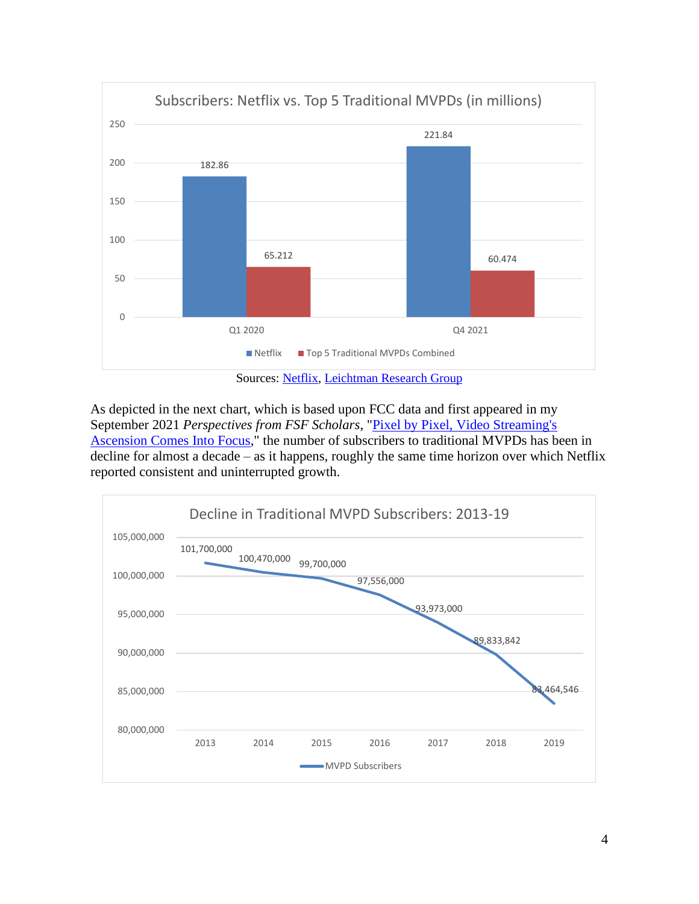**Subscribers: Netflix vs. Top 5 Traditional MVPDs (in millions)**

| | Netflix | Top 5 Traditional MVPDs Combined |
|---|---|---|
| Q1 2020 | 182.86 | 65.212 |
| Q4 2021 | 221.84 | 60.474 |

Sources: Netflix, Leichtman Research Group

As depicted in the next chart, which is based upon FCC data and first appeared in my September 2021 *Perspectives from FSF Scholars*, "Pixel by Pixel, Video Streaming's Ascension Comes Into Focus," the number of subscribers to traditional MVPDs has been in decline for almost a decade – as it happens, roughly the same time horizon over which Netflix reported consistent and uninterrupted growth.

**Decline in Traditional MVPD Subscribers: 2013-19**

| Year | MVPD Subscribers |
|---|---|
| 2013 | 101,700,000 |
| 2014 | 100,470,000 |
| 2015 | 99,700,000 |
| 2016 | 97,556,000 |
| 2017 | 93,973,000 |
| 2018 | 89,833,842 |
| 2019 | 83,464,546 |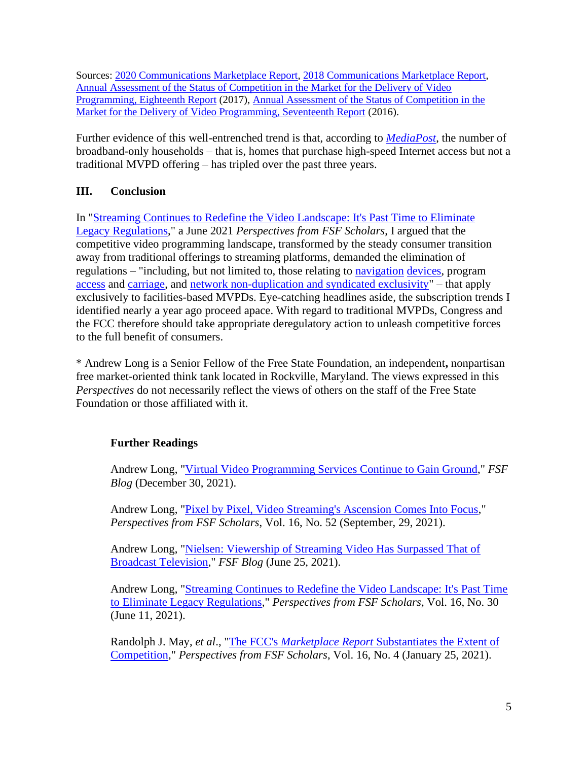Sources: 2020 Communications Marketplace Report, 2018 Communications Marketplace Report, Annual Assessment of the Status of Competition in the Market for the Delivery of Video Programming, Eighteenth Report (2017), Annual Assessment of the Status of Competition in the Market for the Delivery of Video Programming, Seventeenth Report (2016).

Further evidence of this well-entrenched trend is that, according to *MediaPost*, the number of broadband-only households – that is, homes that purchase high-speed Internet access but not a traditional MVPD offering – has tripled over the past three years.

## III. Conclusion

In "Streaming Continues to Redefine the Video Landscape: It's Past Time to Eliminate Legacy Regulations," a June 2021 *Perspectives from FSF Scholars*, I argued that the competitive video programming landscape, transformed by the steady consumer transition away from traditional offerings to streaming platforms, demanded the elimination of regulations – "including, but not limited to, those relating to navigation devices, program access and carriage, and network non-duplication and syndicated exclusivity" – that apply exclusively to facilities-based MVPDs. Eye-catching headlines aside, the subscription trends I identified nearly a year ago proceed apace. With regard to traditional MVPDs, Congress and the FCC therefore should take appropriate deregulatory action to unleash competitive forces to the full benefit of consumers.

\* Andrew Long is a Senior Fellow of the Free State Foundation, an independent**,** nonpartisan free market-oriented think tank located in Rockville, Maryland. The views expressed in this *Perspectives* do not necessarily reflect the views of others on the staff of the Free State Foundation or those affiliated with it.

### Further Readings

Andrew Long, "Virtual Video Programming Services Continue to Gain Ground," *FSF Blog* (December 30, 2021).

Andrew Long, "Pixel by Pixel, Video Streaming's Ascension Comes Into Focus," *Perspectives from FSF Scholars*, Vol. 16, No. 52 (September, 29, 2021).

Andrew Long, "Nielsen: Viewership of Streaming Video Has Surpassed That of Broadcast Television," *FSF Blog* (June 25, 2021).

Andrew Long, "Streaming Continues to Redefine the Video Landscape: It's Past Time to Eliminate Legacy Regulations," *Perspectives from FSF Scholars*, Vol. 16, No. 30 (June 11, 2021).

Randolph J. May, *et al*., "The FCC's *Marketplace Report* Substantiates the Extent of Competition," *Perspectives from FSF Scholars*, Vol. 16, No. 4 (January 25, 2021).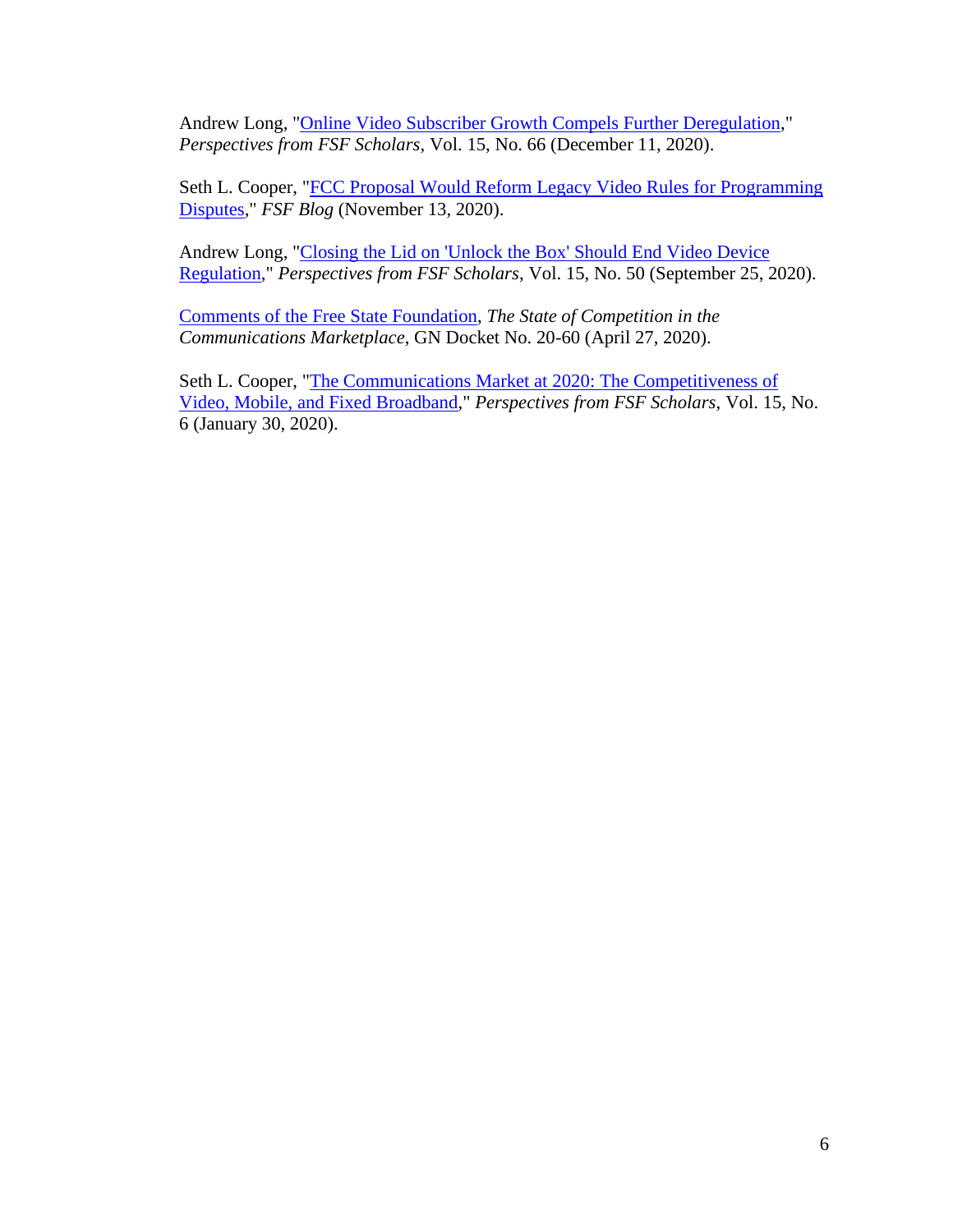Andrew Long, "Online Video Subscriber Growth Compels Further Deregulation," *Perspectives from FSF Scholars*, Vol. 15, No. 66 (December 11, 2020).

Seth L. Cooper, "FCC Proposal Would Reform Legacy Video Rules for Programming Disputes," *FSF Blog* (November 13, 2020).

Andrew Long, "Closing the Lid on 'Unlock the Box' Should End Video Device Regulation," *Perspectives from FSF Scholars*, Vol. 15, No. 50 (September 25, 2020).

Comments of the Free State Foundation, *The State of Competition in the Communications Marketplace*, GN Docket No. 20-60 (April 27, 2020).

Seth L. Cooper, "The Communications Market at 2020: The Competitiveness of Video, Mobile, and Fixed Broadband," *Perspectives from FSF Scholars*, Vol. 15, No. 6 (January 30, 2020).